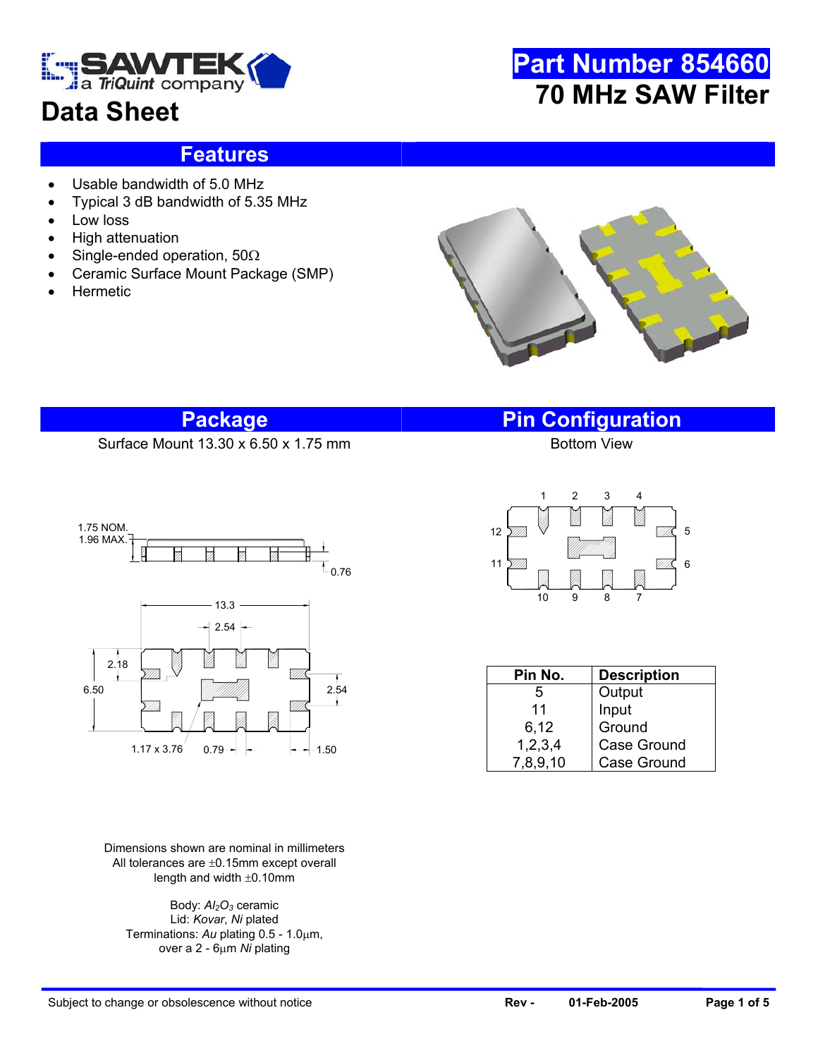SAWTEK a TriQuint company

# Data Sheet

# Part Number 854660
# 70 MHz SAW Filter

## Features

- Usable bandwidth of 5.0 MHz
- Typical 3 dB bandwidth of 5.35 MHz
- Low loss
- High attenuation
- Single-ended operation, 50Ω
- Ceramic Surface Mount Package (SMP)
- Hermetic

## Package

Surface Mount 13.30 x 6.50 x 1.75 mm

1.75 NOM.
1.96 MAX.
0.76
13.3
2.54
2.18
6.50
2.54
1.17 x 3.76
0.79
1.50

Dimensions shown are nominal in millimeters
All tolerances are ±0.15mm except overall length and width ±0.10mm

Body: $Al_2O_3$ ceramic
Lid: *Kovar*, *Ni* plated
Terminations: *Au* plating 0.5 - 1.0µm, over a 2 - 6µm *Ni* plating

## Pin Configuration

Bottom View

| Pin No. | Description |
|---|---|
| 5 | Output |
| 11 | Input |
| 6,12 | Ground |
| 1,2,3,4 | Case Ground |
| 7,8,9,10 | Case Ground |

Subject to change or obsolescence without notice    Rev -    01-Feb-2005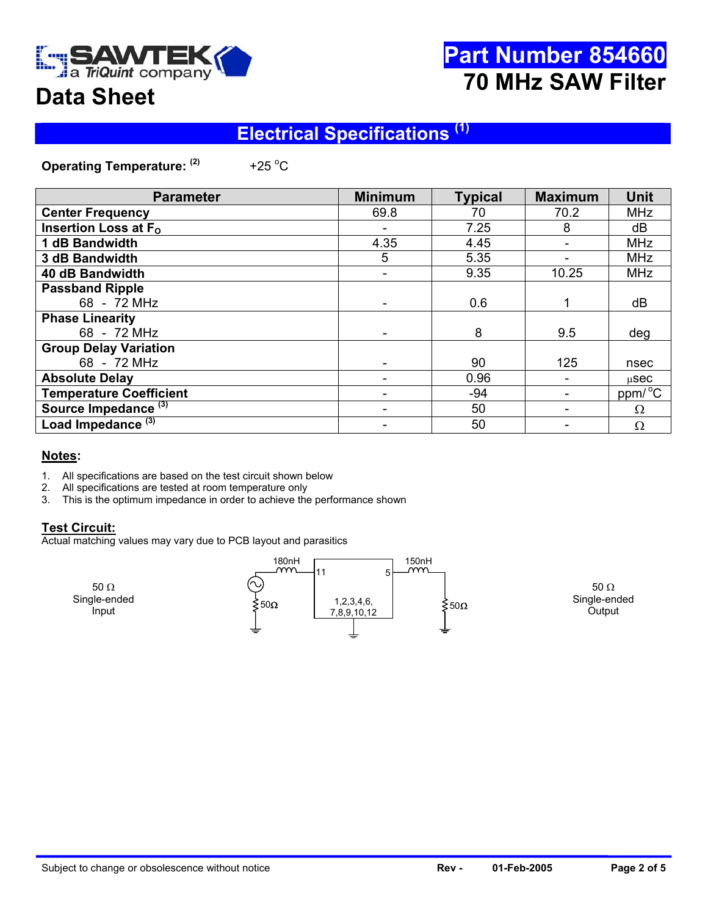# SAWTEK a TriQuint company

# Data Sheet

# Part Number 854660

# 70 MHz SAW Filter

## Electrical Specifications [1]

**Operating Temperature:** [2] +25 °C

| Parameter | Minimum | Typical | Maximum | Unit |
|---|---|---|---|---|
| **Center Frequency** | 69.8 | 70 | 70.2 | MHz |
| **Insertion Loss at $F_O$** | - | 7.25 | 8 | dB |
| **1 dB Bandwidth** | 4.35 | 4.45 | - | MHz |
| **3 dB Bandwidth** | 5 | 5.35 | - | MHz |
| **40 dB Bandwidth** | - | 9.35 | 10.25 | MHz |
| **Passband Ripple** 68 - 72 MHz | - | 0.6 | 1 | dB |
| **Phase Linearity** 68 - 72 MHz | - | 8 | 9.5 | deg |
| **Group Delay Variation** 68 - 72 MHz | - | 90 | 125 | nsec |
| **Absolute Delay** | - | 0.96 | - | µsec |
| **Temperature Coefficient** | - | -94 | - | ppm/°C |
| **Source Impedance** [3] | - | 50 | - | Ω |
| **Load Impedance** [3] | - | 50 | - | Ω |

### Notes:

1. All specifications are based on the test circuit shown below
2. All specifications are tested at room temperature only
3. This is the optimum impedance in order to achieve the performance shown

### Test Circuit:

Actual matching values may vary due to PCB layout and parasitics

50 Ω Single-ended Input

180nH, 50Ω, 11, 5, 1,2,3,4,6, 7,8,9,10,12, 150nH, 50Ω

50 Ω Single-ended Output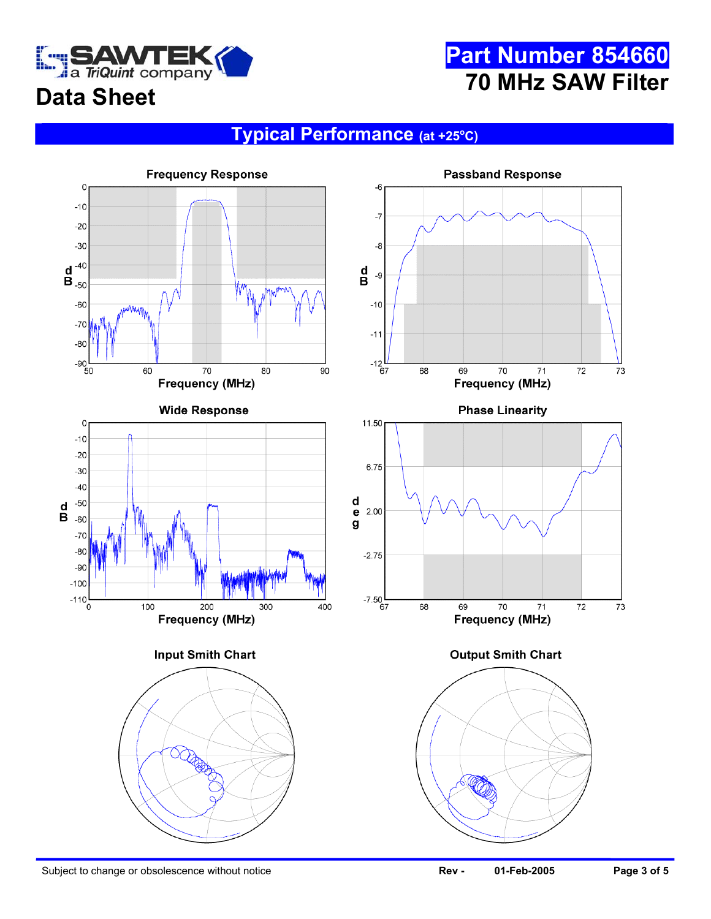# Data Sheet

**Part Number 854660**

**70 MHz SAW Filter**

## Typical Performance (at +25°C)

**Frequency Response**

**Passband Response**

**Wide Response**

**Phase Linearity**

**Input Smith Chart**

**Output Smith Chart**

Subject to change or obsolescence without notice | Rev - | 01-Feb-2005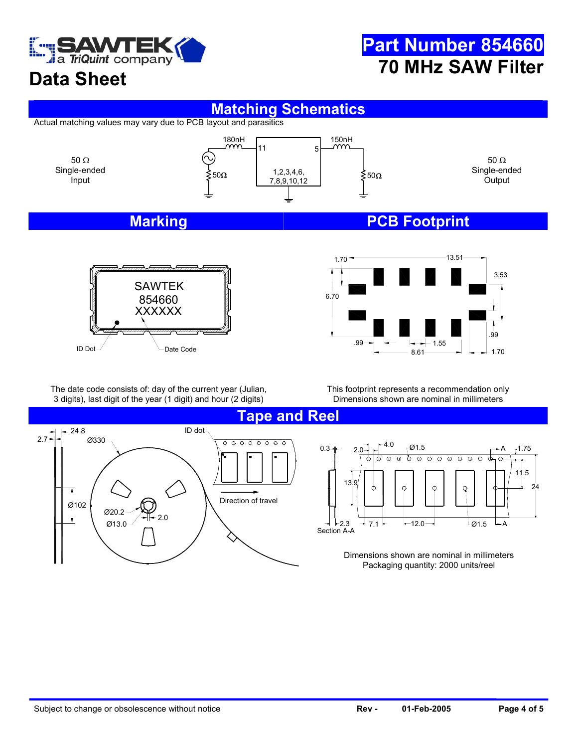## Matching Schematics

Actual matching values may vary due to PCB layout and parasitics

50 Ω Single-ended Input

180nH

11

5

150nH

50Ω

1,2,3,4,6, 7,8,9,10,12

50Ω

50 Ω Single-ended Output

## Marking

SAWTEK
854660
XXXXXX

ID Dot

Date Code

The date code consists of: day of the current year (Julian, 3 digits), last digit of the year (1 digit) and hour (2 digits)

## PCB Footprint

1.70 13.51 3.53 6.70 .99 .99 1.55 8.61 1.70

This footprint represents a recommendation only
Dimensions shown are nominal in millimeters

## Tape and Reel

2.7 24.8 Ø330 ID dot Ø102 Ø20.2 Ø13.0 2.0 Direction of travel

0.3 2.0 4.0 Ø1.5 A 1.75 11.5 13.9 24 2.3 Section A-A 7.1 12.0 Ø1.5 A

Dimensions shown are nominal in millimeters
Packaging quantity: 2000 units/reel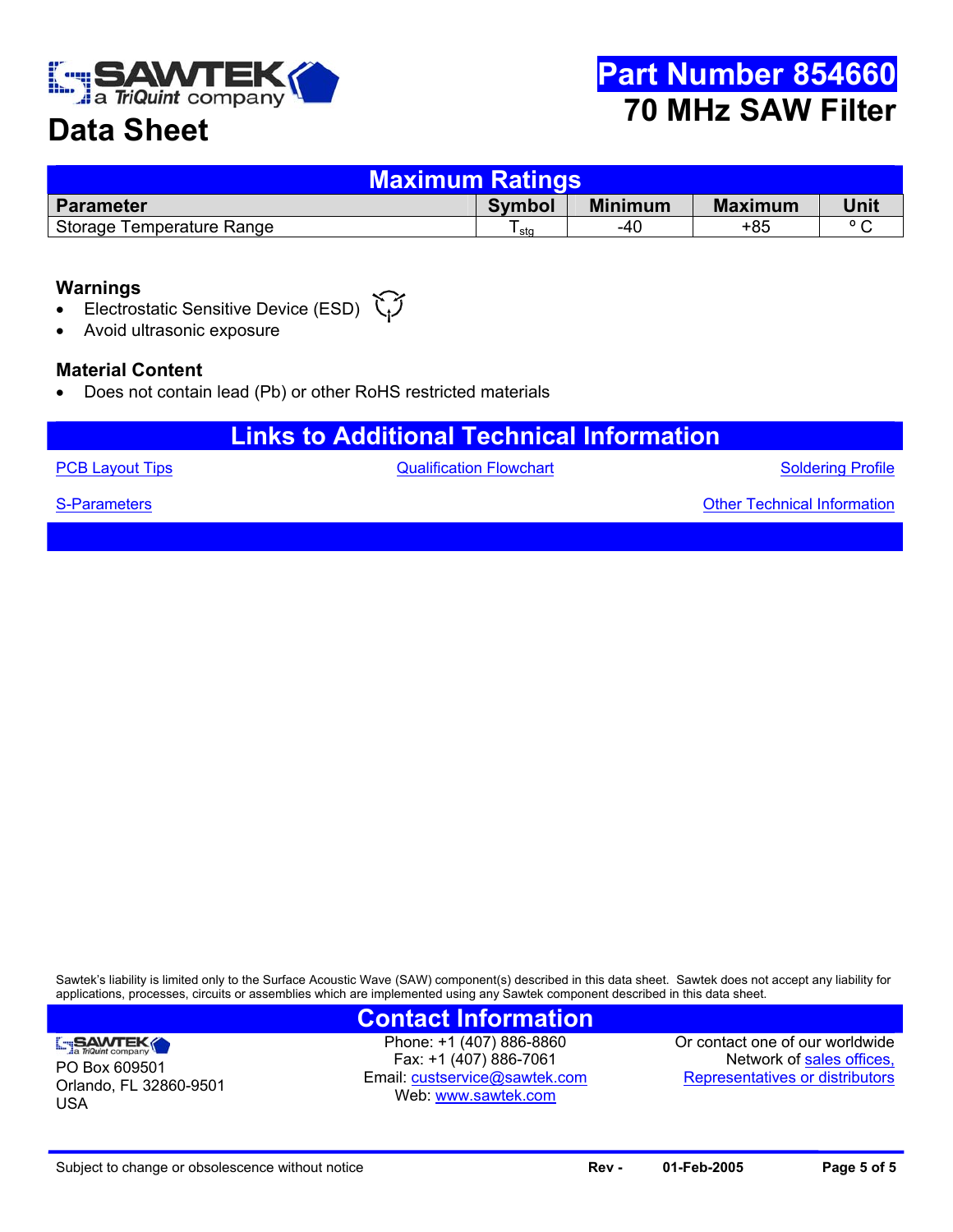# Part Number 854660

## 70 MHz SAW Filter

# Data Sheet

## Maximum Ratings

| Parameter | Symbol | Minimum | Maximum | Unit |
|---|---|---|---|---|
| Storage Temperature Range | $T_{stg}$ | -40 | +85 | ° C |

### Warnings

- Electrostatic Sensitive Device (ESD)
- Avoid ultrasonic exposure

### Material Content

- Does not contain lead (Pb) or other RoHS restricted materials

## Links to Additional Technical Information

PCB Layout Tips | Qualification Flowchart | Soldering Profile

S-Parameters | Other Technical Information

Sawtek's liability is limited only to the Surface Acoustic Wave (SAW) component(s) described in this data sheet. Sawtek does not accept any liability for applications, processes, circuits or assemblies which are implemented using any Sawtek component described in this data sheet.

## Contact Information

SAWTEK a TriQuint company
PO Box 609501
Orlando, FL 32860-9501
USA

Phone: +1 (407) 886-8860
Fax: +1 (407) 886-7061
Email: custservice@sawtek.com
Web: www.sawtek.com

Or contact one of our worldwide Network of sales offices, Representatives or distributors

Subject to change or obsolescence without notice | Rev - | 01-Feb-2005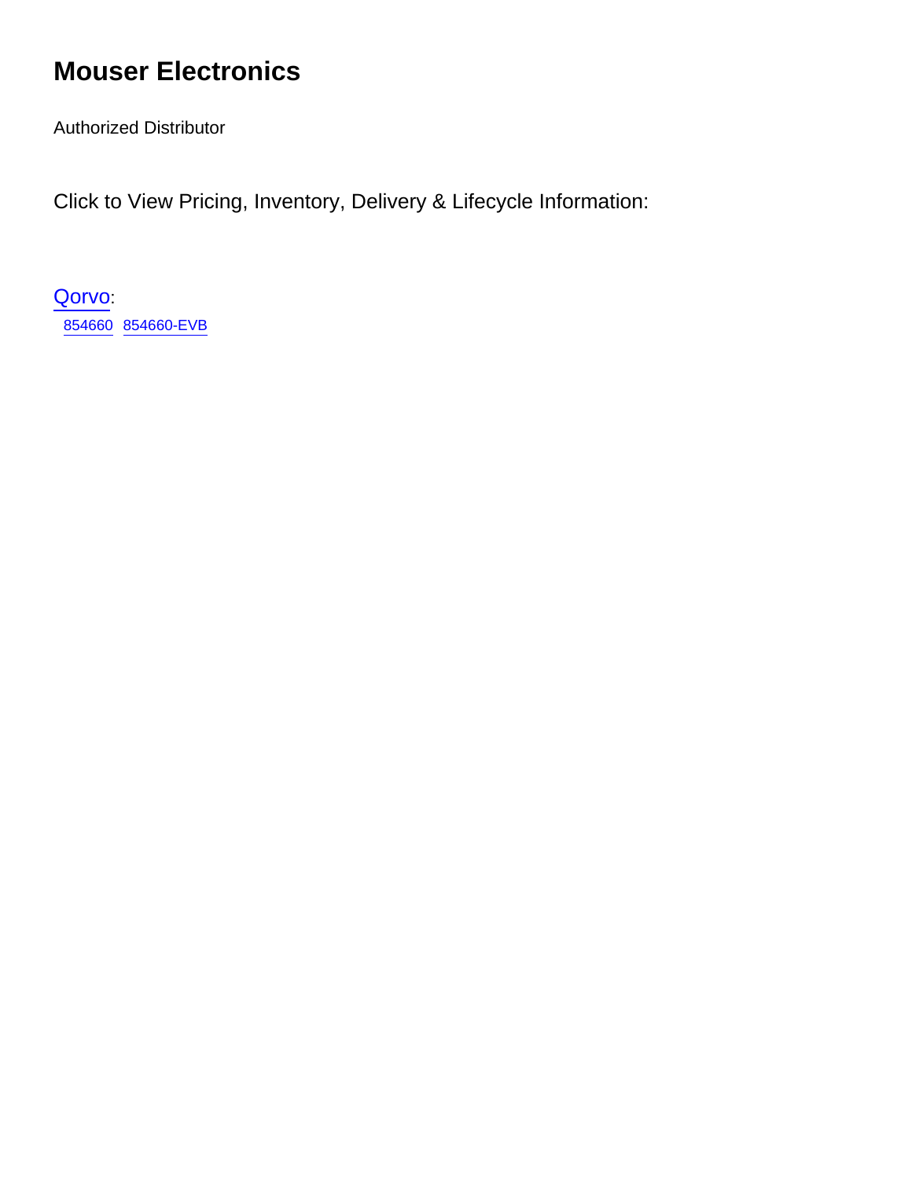# Mouser Electronics

Authorized Distributor

Click to View Pricing, Inventory, Delivery & Lifecycle Information:

Qorvo:

854660 854660-EVB